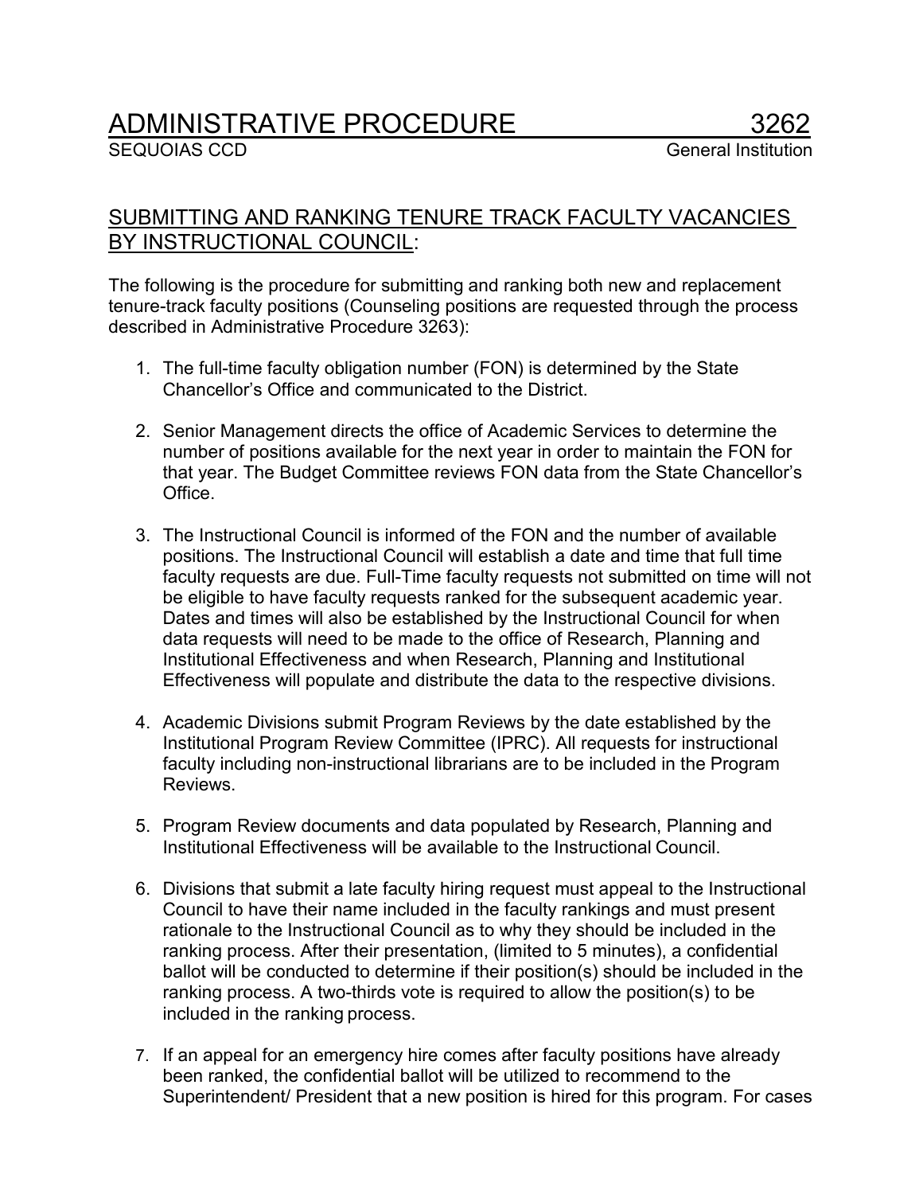# ADMINISTRATIVE PROCEDURE 3262

SEQUOIAS CCD — General Institution

## SUBMITTING AND RANKING TENURE TRACK FACULTY VACANCIES BY INSTRUCTIONAL COUNCIL:

The following is the procedure for submitting and ranking both new and replacement tenure-track faculty positions (Counseling positions are requested through the process described in Administrative Procedure 3263):

1. The full-time faculty obligation number (FON) is determined by the State Chancellor's Office and communicated to the District.

2. Senior Management directs the office of Academic Services to determine the number of positions available for the next year in order to maintain the FON for that year. The Budget Committee reviews FON data from the State Chancellor's Office.

3. The Instructional Council is informed of the FON and the number of available positions. The Instructional Council will establish a date and time that full time faculty requests are due. Full-Time faculty requests not submitted on time will not be eligible to have faculty requests ranked for the subsequent academic year. Dates and times will also be established by the Instructional Council for when data requests will need to be made to the office of Research, Planning and Institutional Effectiveness and when Research, Planning and Institutional Effectiveness will populate and distribute the data to the respective divisions.

4. Academic Divisions submit Program Reviews by the date established by the Institutional Program Review Committee (IPRC). All requests for instructional faculty including non-instructional librarians are to be included in the Program Reviews.

5. Program Review documents and data populated by Research, Planning and Institutional Effectiveness will be available to the Instructional Council.

6. Divisions that submit a late faculty hiring request must appeal to the Instructional Council to have their name included in the faculty rankings and must present rationale to the Instructional Council as to why they should be included in the ranking process. After their presentation, (limited to 5 minutes), a confidential ballot will be conducted to determine if their position(s) should be included in the ranking process. A two-thirds vote is required to allow the position(s) to be included in the ranking process.

7. If an appeal for an emergency hire comes after faculty positions have already been ranked, the confidential ballot will be utilized to recommend to the Superintendent/ President that a new position is hired for this program. For cases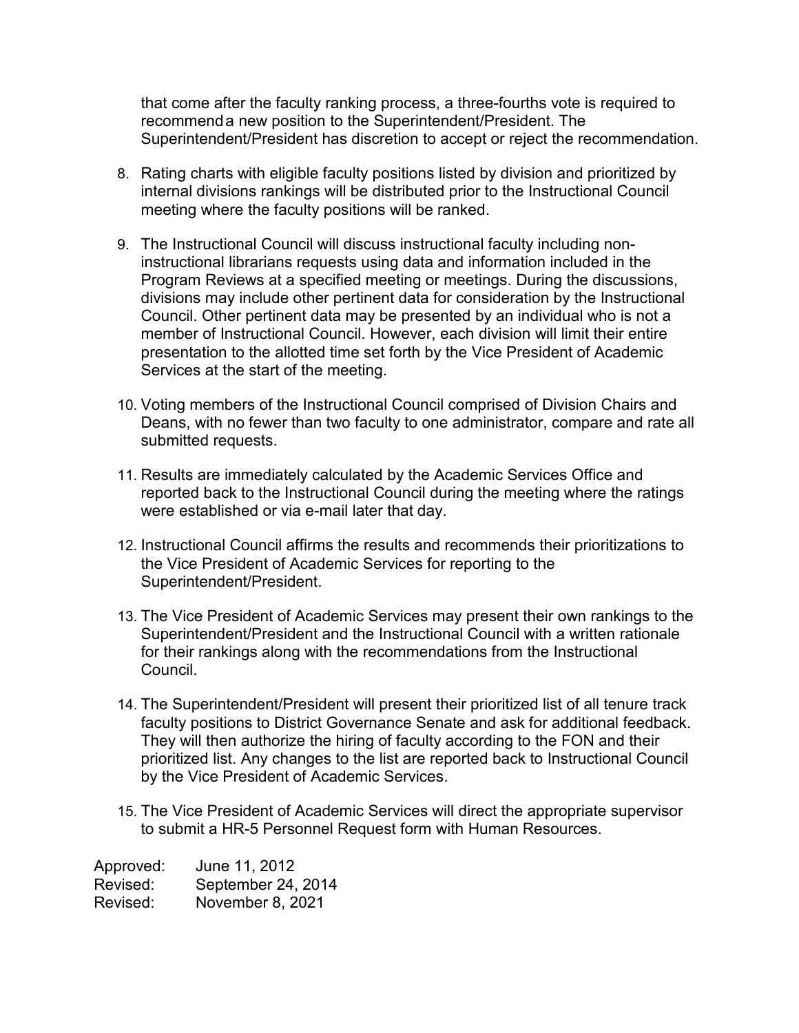that come after the faculty ranking process, a three-fourths vote is required to recommend a new position to the Superintendent/President. The Superintendent/President has discretion to accept or reject the recommendation.

8. Rating charts with eligible faculty positions listed by division and prioritized by internal divisions rankings will be distributed prior to the Instructional Council meeting where the faculty positions will be ranked.

9. The Instructional Council will discuss instructional faculty including non-instructional librarians requests using data and information included in the Program Reviews at a specified meeting or meetings. During the discussions, divisions may include other pertinent data for consideration by the Instructional Council. Other pertinent data may be presented by an individual who is not a member of Instructional Council. However, each division will limit their entire presentation to the allotted time set forth by the Vice President of Academic Services at the start of the meeting.

10. Voting members of the Instructional Council comprised of Division Chairs and Deans, with no fewer than two faculty to one administrator, compare and rate all submitted requests.

11. Results are immediately calculated by the Academic Services Office and reported back to the Instructional Council during the meeting where the ratings were established or via e-mail later that day.

12. Instructional Council affirms the results and recommends their prioritizations to the Vice President of Academic Services for reporting to the Superintendent/President.

13. The Vice President of Academic Services may present their own rankings to the Superintendent/President and the Instructional Council with a written rationale for their rankings along with the recommendations from the Instructional Council.

14. The Superintendent/President will present their prioritized list of all tenure track faculty positions to District Governance Senate and ask for additional feedback. They will then authorize the hiring of faculty according to the FON and their prioritized list. Any changes to the list are reported back to Instructional Council by the Vice President of Academic Services.

15. The Vice President of Academic Services will direct the appropriate supervisor to submit a HR-5 Personnel Request form with Human Resources.

Approved: June 11, 2012
Revised: September 24, 2014
Revised: November 8, 2021